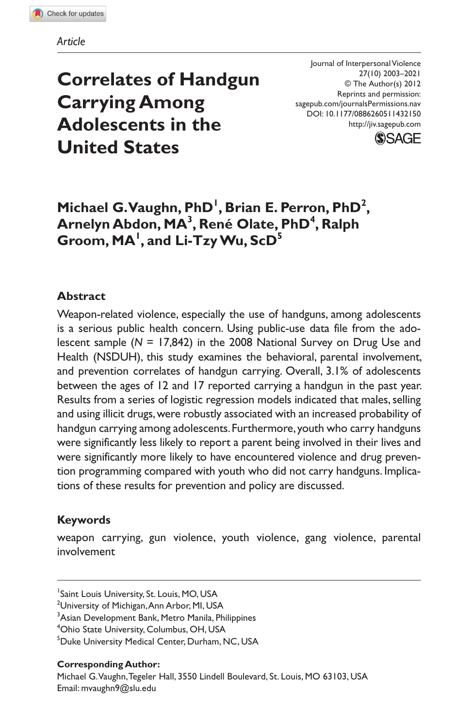Article

# Correlates of Handgun Carrying Among Adolescents in the United States

Journal of Interpersonal Violence
27(10) 2003–2021
© The Author(s) 2012
Reprints and permission:
sagepub.com/journalsPermissions.nav
DOI: 10.1177/0886260511432150
http://jiv.sagepub.com

**Michael G. Vaughn, PhD[1], Brian E. Perron, PhD[2], Arnelyn Abdon, MA[3], René Olate, PhD[4], Ralph Groom, MA[1], and Li-Tzy Wu, ScD[5]**

## Abstract

Weapon-related violence, especially the use of handguns, among adolescents is a serious public health concern. Using public-use data file from the adolescent sample ($N$ = 17,842) in the 2008 National Survey on Drug Use and Health (NSDUH), this study examines the behavioral, parental involvement, and prevention correlates of handgun carrying. Overall, 3.1% of adolescents between the ages of 12 and 17 reported carrying a handgun in the past year. Results from a series of logistic regression models indicated that males, selling and using illicit drugs, were robustly associated with an increased probability of handgun carrying among adolescents. Furthermore, youth who carry handguns were significantly less likely to report a parent being involved in their lives and were significantly more likely to have encountered violence and drug prevention programming compared with youth who did not carry handguns. Implications of these results for prevention and policy are discussed.

## Keywords

weapon carrying, gun violence, youth violence, gang violence, parental involvement

[1]Saint Louis University, St. Louis, MO, USA
[2]University of Michigan, Ann Arbor, MI, USA
[3]Asian Development Bank, Metro Manila, Philippines
[4]Ohio State University, Columbus, OH, USA
[5]Duke University Medical Center, Durham, NC, USA

**Corresponding Author:**
Michael G. Vaughn, Tegeler Hall, 3550 Lindell Boulevard, St. Louis, MO 63103, USA
Email: mvaughn9@slu.edu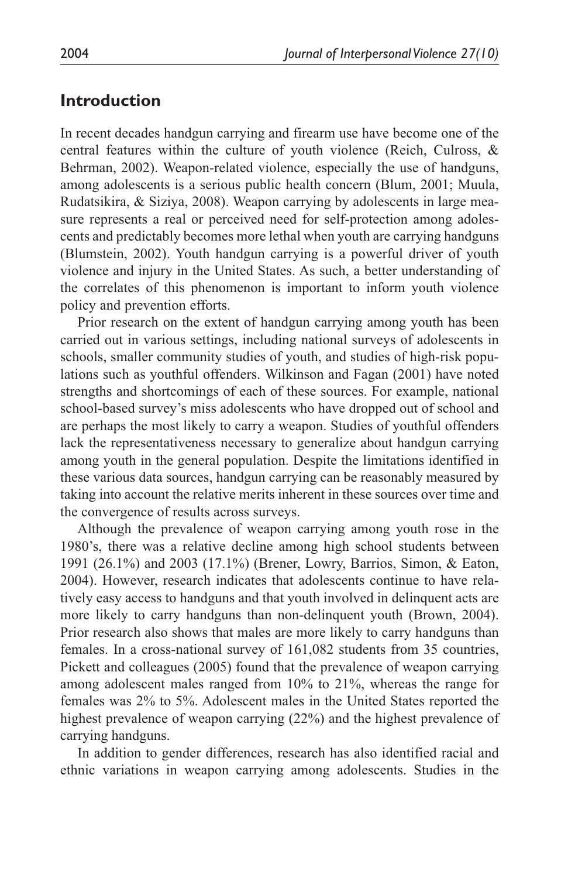## Introduction

In recent decades handgun carrying and firearm use have become one of the central features within the culture of youth violence (Reich, Culross, & Behrman, 2002). Weapon-related violence, especially the use of handguns, among adolescents is a serious public health concern (Blum, 2001; Muula, Rudatsikira, & Siziya, 2008). Weapon carrying by adolescents in large measure represents a real or perceived need for self-protection among adolescents and predictably becomes more lethal when youth are carrying handguns (Blumstein, 2002). Youth handgun carrying is a powerful driver of youth violence and injury in the United States. As such, a better understanding of the correlates of this phenomenon is important to inform youth violence policy and prevention efforts.

Prior research on the extent of handgun carrying among youth has been carried out in various settings, including national surveys of adolescents in schools, smaller community studies of youth, and studies of high-risk populations such as youthful offenders. Wilkinson and Fagan (2001) have noted strengths and shortcomings of each of these sources. For example, national school-based survey's miss adolescents who have dropped out of school and are perhaps the most likely to carry a weapon. Studies of youthful offenders lack the representativeness necessary to generalize about handgun carrying among youth in the general population. Despite the limitations identified in these various data sources, handgun carrying can be reasonably measured by taking into account the relative merits inherent in these sources over time and the convergence of results across surveys.

Although the prevalence of weapon carrying among youth rose in the 1980's, there was a relative decline among high school students between 1991 (26.1%) and 2003 (17.1%) (Brener, Lowry, Barrios, Simon, & Eaton, 2004). However, research indicates that adolescents continue to have relatively easy access to handguns and that youth involved in delinquent acts are more likely to carry handguns than non-delinquent youth (Brown, 2004). Prior research also shows that males are more likely to carry handguns than females. In a cross-national survey of 161,082 students from 35 countries, Pickett and colleagues (2005) found that the prevalence of weapon carrying among adolescent males ranged from 10% to 21%, whereas the range for females was 2% to 5%. Adolescent males in the United States reported the highest prevalence of weapon carrying (22%) and the highest prevalence of carrying handguns.

In addition to gender differences, research has also identified racial and ethnic variations in weapon carrying among adolescents. Studies in the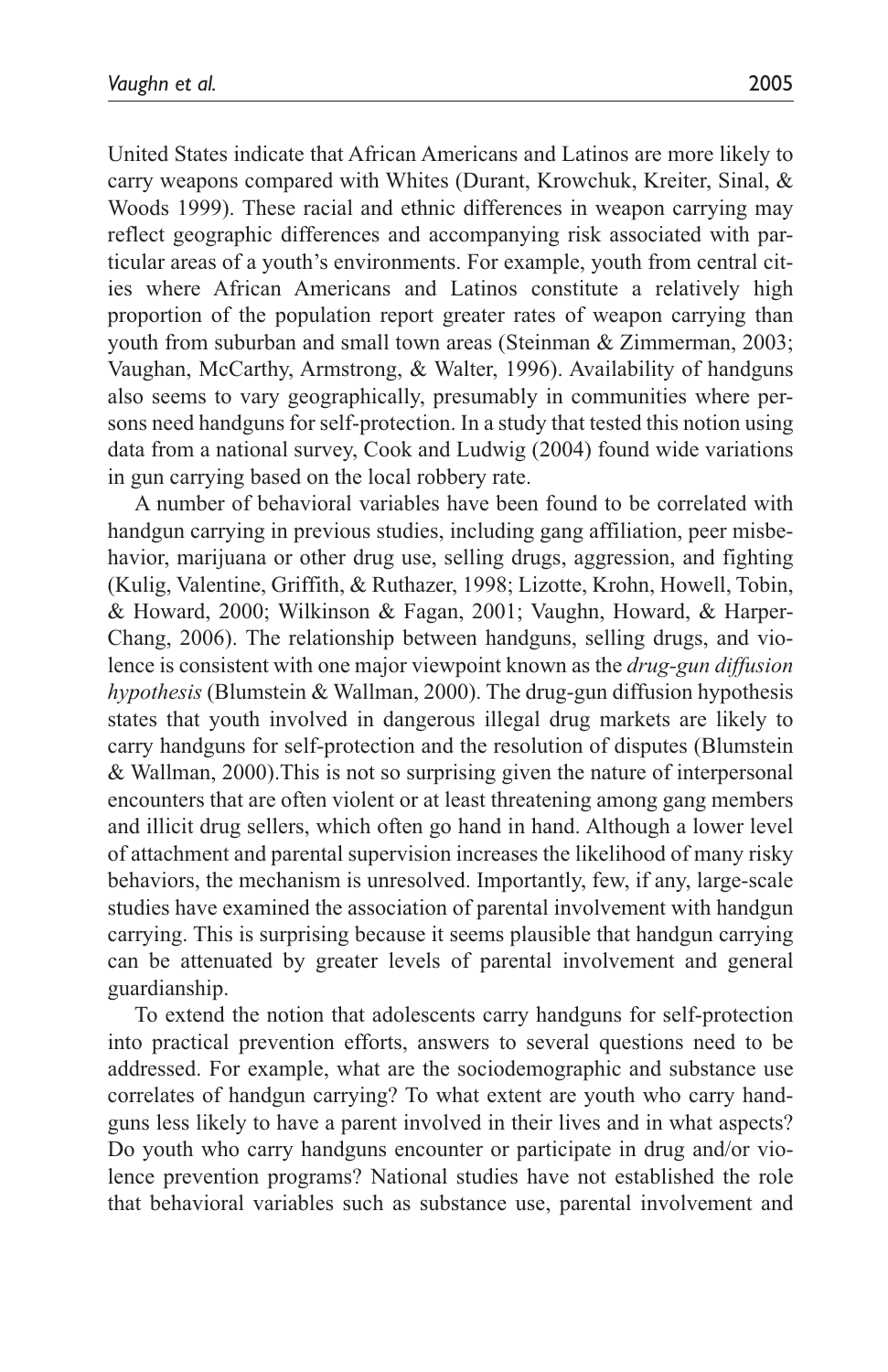United States indicate that African Americans and Latinos are more likely to carry weapons compared with Whites (Durant, Krowchuk, Kreiter, Sinal, & Woods 1999). These racial and ethnic differences in weapon carrying may reflect geographic differences and accompanying risk associated with particular areas of a youth's environments. For example, youth from central cities where African Americans and Latinos constitute a relatively high proportion of the population report greater rates of weapon carrying than youth from suburban and small town areas (Steinman & Zimmerman, 2003; Vaughan, McCarthy, Armstrong, & Walter, 1996). Availability of handguns also seems to vary geographically, presumably in communities where persons need handguns for self-protection. In a study that tested this notion using data from a national survey, Cook and Ludwig (2004) found wide variations in gun carrying based on the local robbery rate.

A number of behavioral variables have been found to be correlated with handgun carrying in previous studies, including gang affiliation, peer misbehavior, marijuana or other drug use, selling drugs, aggression, and fighting (Kulig, Valentine, Griffith, & Ruthazer, 1998; Lizotte, Krohn, Howell, Tobin, & Howard, 2000; Wilkinson & Fagan, 2001; Vaughn, Howard, & Harper-Chang, 2006). The relationship between handguns, selling drugs, and violence is consistent with one major viewpoint known as the *drug-gun diffusion hypothesis* (Blumstein & Wallman, 2000). The drug-gun diffusion hypothesis states that youth involved in dangerous illegal drug markets are likely to carry handguns for self-protection and the resolution of disputes (Blumstein & Wallman, 2000).This is not so surprising given the nature of interpersonal encounters that are often violent or at least threatening among gang members and illicit drug sellers, which often go hand in hand. Although a lower level of attachment and parental supervision increases the likelihood of many risky behaviors, the mechanism is unresolved. Importantly, few, if any, large-scale studies have examined the association of parental involvement with handgun carrying. This is surprising because it seems plausible that handgun carrying can be attenuated by greater levels of parental involvement and general guardianship.

To extend the notion that adolescents carry handguns for self-protection into practical prevention efforts, answers to several questions need to be addressed. For example, what are the sociodemographic and substance use correlates of handgun carrying? To what extent are youth who carry handguns less likely to have a parent involved in their lives and in what aspects? Do youth who carry handguns encounter or participate in drug and/or violence prevention programs? National studies have not established the role that behavioral variables such as substance use, parental involvement and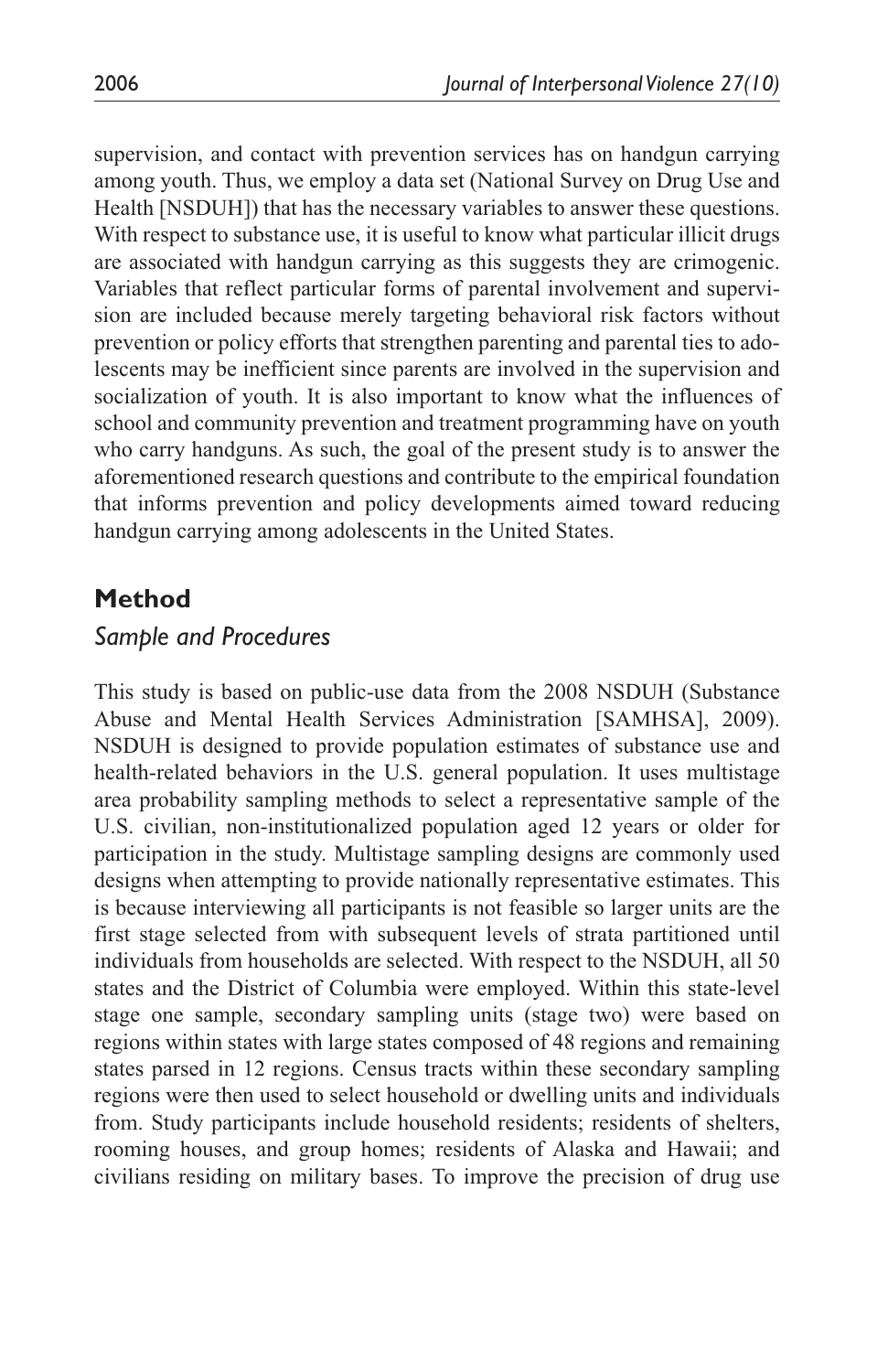supervision, and contact with prevention services has on handgun carrying among youth. Thus, we employ a data set (National Survey on Drug Use and Health [NSDUH]) that has the necessary variables to answer these questions. With respect to substance use, it is useful to know what particular illicit drugs are associated with handgun carrying as this suggests they are crimogenic. Variables that reflect particular forms of parental involvement and supervision are included because merely targeting behavioral risk factors without prevention or policy efforts that strengthen parenting and parental ties to adolescents may be inefficient since parents are involved in the supervision and socialization of youth. It is also important to know what the influences of school and community prevention and treatment programming have on youth who carry handguns. As such, the goal of the present study is to answer the aforementioned research questions and contribute to the empirical foundation that informs prevention and policy developments aimed toward reducing handgun carrying among adolescents in the United States.

## Method

### *Sample and Procedures*

This study is based on public-use data from the 2008 NSDUH (Substance Abuse and Mental Health Services Administration [SAMHSA], 2009). NSDUH is designed to provide population estimates of substance use and health-related behaviors in the U.S. general population. It uses multistage area probability sampling methods to select a representative sample of the U.S. civilian, non-institutionalized population aged 12 years or older for participation in the study. Multistage sampling designs are commonly used designs when attempting to provide nationally representative estimates. This is because interviewing all participants is not feasible so larger units are the first stage selected from with subsequent levels of strata partitioned until individuals from households are selected. With respect to the NSDUH, all 50 states and the District of Columbia were employed. Within this state-level stage one sample, secondary sampling units (stage two) were based on regions within states with large states composed of 48 regions and remaining states parsed in 12 regions. Census tracts within these secondary sampling regions were then used to select household or dwelling units and individuals from. Study participants include household residents; residents of shelters, rooming houses, and group homes; residents of Alaska and Hawaii; and civilians residing on military bases. To improve the precision of drug use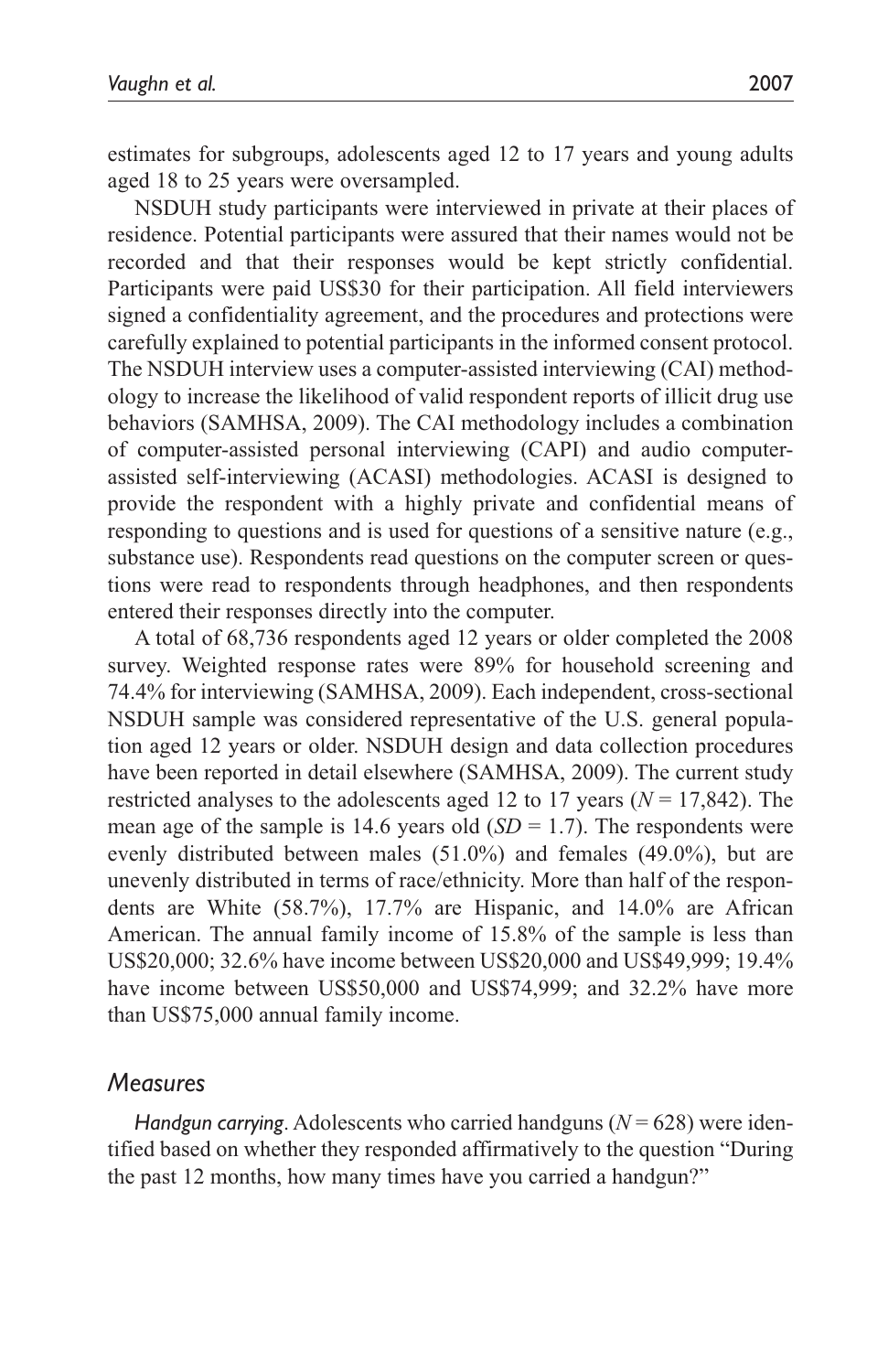estimates for subgroups, adolescents aged 12 to 17 years and young adults aged 18 to 25 years were oversampled.

NSDUH study participants were interviewed in private at their places of residence. Potential participants were assured that their names would not be recorded and that their responses would be kept strictly confidential. Participants were paid US$30 for their participation. All field interviewers signed a confidentiality agreement, and the procedures and protections were carefully explained to potential participants in the informed consent protocol. The NSDUH interview uses a computer-assisted interviewing (CAI) methodology to increase the likelihood of valid respondent reports of illicit drug use behaviors (SAMHSA, 2009). The CAI methodology includes a combination of computer-assisted personal interviewing (CAPI) and audio computer-assisted self-interviewing (ACASI) methodologies. ACASI is designed to provide the respondent with a highly private and confidential means of responding to questions and is used for questions of a sensitive nature (e.g., substance use). Respondents read questions on the computer screen or questions were read to respondents through headphones, and then respondents entered their responses directly into the computer.

A total of 68,736 respondents aged 12 years or older completed the 2008 survey. Weighted response rates were 89% for household screening and 74.4% for interviewing (SAMHSA, 2009). Each independent, cross-sectional NSDUH sample was considered representative of the U.S. general population aged 12 years or older. NSDUH design and data collection procedures have been reported in detail elsewhere (SAMHSA, 2009). The current study restricted analyses to the adolescents aged 12 to 17 years ($N = 17{,}842$). The mean age of the sample is 14.6 years old ($SD = 1.7$). The respondents were evenly distributed between males (51.0%) and females (49.0%), but are unevenly distributed in terms of race/ethnicity. More than half of the respondents are White (58.7%), 17.7% are Hispanic, and 14.0% are African American. The annual family income of 15.8% of the sample is less than US$20,000; 32.6% have income between US$20,000 and US$49,999; 19.4% have income between US$50,000 and US$74,999; and 32.2% have more than US$75,000 annual family income.

## Measures

*Handgun carrying*. Adolescents who carried handguns ($N = 628$) were identified based on whether they responded affirmatively to the question "During the past 12 months, how many times have you carried a handgun?"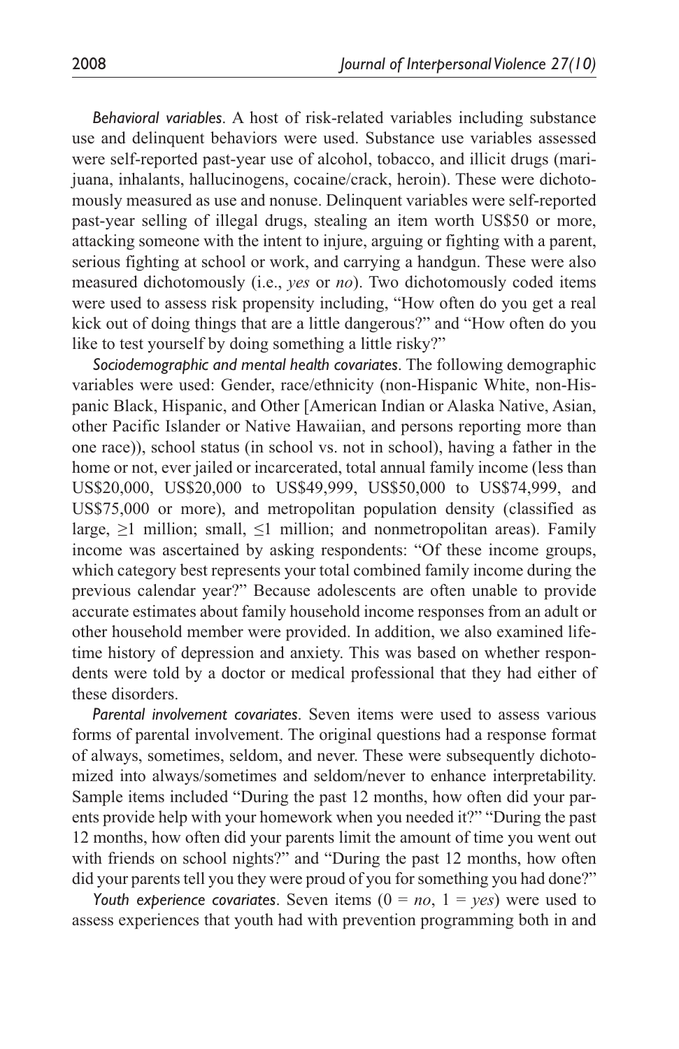*Behavioral variables*. A host of risk-related variables including substance use and delinquent behaviors were used. Substance use variables assessed were self-reported past-year use of alcohol, tobacco, and illicit drugs (marijuana, inhalants, hallucinogens, cocaine/crack, heroin). These were dichotomously measured as use and nonuse. Delinquent variables were self-reported past-year selling of illegal drugs, stealing an item worth US$50 or more, attacking someone with the intent to injure, arguing or fighting with a parent, serious fighting at school or work, and carrying a handgun. These were also measured dichotomously (i.e., *yes* or *no*). Two dichotomously coded items were used to assess risk propensity including, "How often do you get a real kick out of doing things that are a little dangerous?" and "How often do you like to test yourself by doing something a little risky?"

*Sociodemographic and mental health covariates*. The following demographic variables were used: Gender, race/ethnicity (non-Hispanic White, non-Hispanic Black, Hispanic, and Other [American Indian or Alaska Native, Asian, other Pacific Islander or Native Hawaiian, and persons reporting more than one race)), school status (in school vs. not in school), having a father in the home or not, ever jailed or incarcerated, total annual family income (less than US$20,000, US$20,000 to US$49,999, US$50,000 to US$74,999, and US$75,000 or more), and metropolitan population density (classified as large, $\geq$1 million; small, $\leq$1 million; and nonmetropolitan areas). Family income was ascertained by asking respondents: "Of these income groups, which category best represents your total combined family income during the previous calendar year?" Because adolescents are often unable to provide accurate estimates about family household income responses from an adult or other household member were provided. In addition, we also examined lifetime history of depression and anxiety. This was based on whether respondents were told by a doctor or medical professional that they had either of these disorders.

*Parental involvement covariates*. Seven items were used to assess various forms of parental involvement. The original questions had a response format of always, sometimes, seldom, and never. These were subsequently dichotomized into always/sometimes and seldom/never to enhance interpretability. Sample items included "During the past 12 months, how often did your parents provide help with your homework when you needed it?" "During the past 12 months, how often did your parents limit the amount of time you went out with friends on school nights?" and "During the past 12 months, how often did your parents tell you they were proud of you for something you had done?"

*Youth experience covariates*. Seven items (0 = *no*, 1 = *yes*) were used to assess experiences that youth had with prevention programming both in and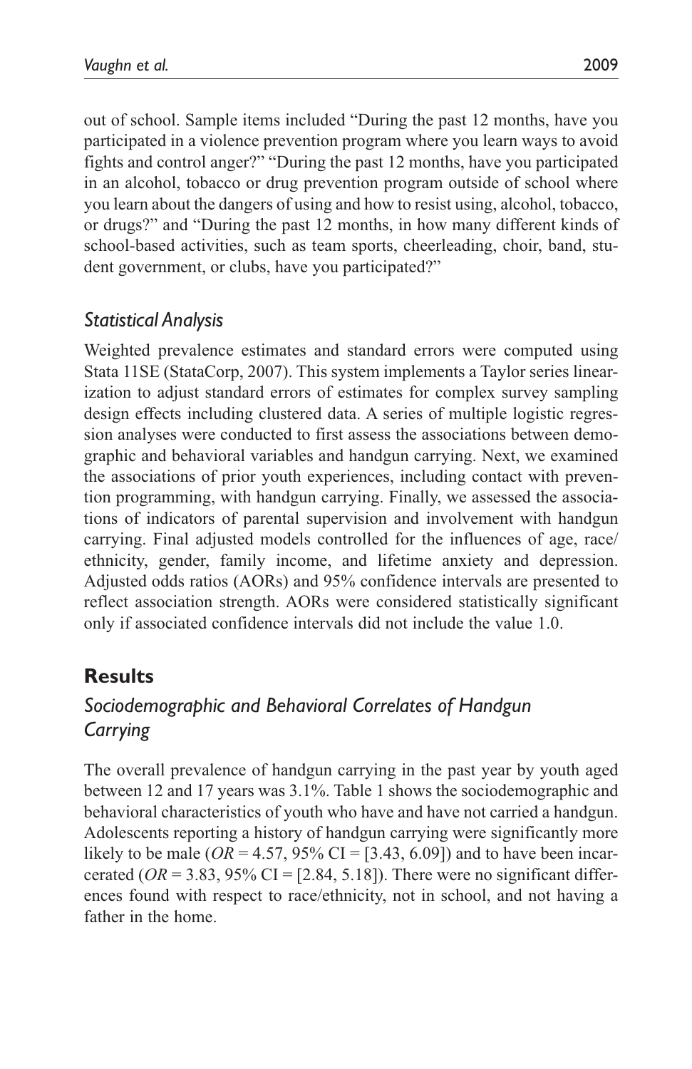out of school. Sample items included "During the past 12 months, have you participated in a violence prevention program where you learn ways to avoid fights and control anger?" "During the past 12 months, have you participated in an alcohol, tobacco or drug prevention program outside of school where you learn about the dangers of using and how to resist using, alcohol, tobacco, or drugs?" and "During the past 12 months, in how many different kinds of school-based activities, such as team sports, cheerleading, choir, band, student government, or clubs, have you participated?"

### *Statistical Analysis*

Weighted prevalence estimates and standard errors were computed using Stata 11SE (StataCorp, 2007). This system implements a Taylor series linearization to adjust standard errors of estimates for complex survey sampling design effects including clustered data. A series of multiple logistic regression analyses were conducted to first assess the associations between demographic and behavioral variables and handgun carrying. Next, we examined the associations of prior youth experiences, including contact with prevention programming, with handgun carrying. Finally, we assessed the associations of indicators of parental supervision and involvement with handgun carrying. Final adjusted models controlled for the influences of age, race/ethnicity, gender, family income, and lifetime anxiety and depression. Adjusted odds ratios (AORs) and 95% confidence intervals are presented to reflect association strength. AORs were considered statistically significant only if associated confidence intervals did not include the value 1.0.

## **Results**

### *Sociodemographic and Behavioral Correlates of Handgun Carrying*

The overall prevalence of handgun carrying in the past year by youth aged between 12 and 17 years was 3.1%. Table 1 shows the sociodemographic and behavioral characteristics of youth who have and have not carried a handgun. Adolescents reporting a history of handgun carrying were significantly more likely to be male ($OR = 4.57$, 95% CI = [3.43, 6.09]) and to have been incarcerated ($OR = 3.83$, 95% CI = [2.84, 5.18]). There were no significant differences found with respect to race/ethnicity, not in school, and not having a father in the home.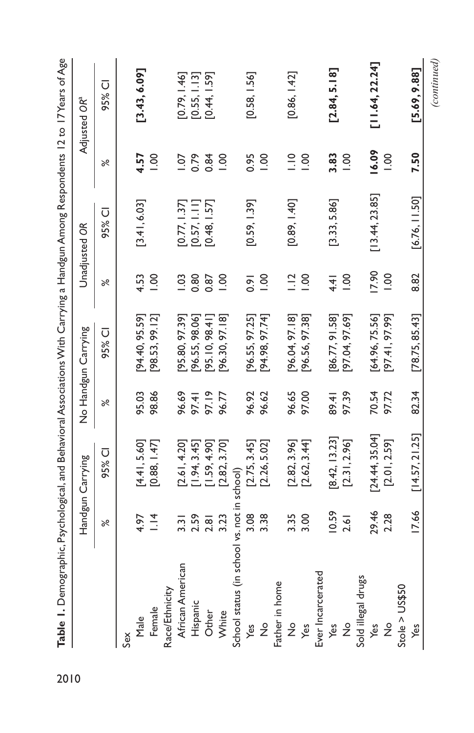**Table 1.** Demographic, Psychological, and Behavioral Associations With Carrying a Handgun Among Respondents 12 to 17 Years of Age

| | Handgun Carrying | | No Handgun Carrying | | Unadjusted OR | | Adjusted OR[a] | |
|---|---|---|---|---|---|---|---|---|
| | % | 95% CI | % | 95% CI | % | 95% CI | % | 95% CI |
| Sex | | | | | | | | |
| Male | 4.97 | [4.41, 5.60] | 95.03 | [94.40, 95.59] | 4.53 | [3.41, 6.03] | **4.57** | **[3.43, 6.09]** |
| Female | 1.14 | [0.88, 1.47] | 98.86 | [98.53, 99.12] | 1.00 | | 1.00 | |
| Race/Ethnicity | | | | | | | | |
| African American | 3.31 | [2.61, 4.20] | 96.69 | [95.80, 97.39] | 1.03 | [0.77, 1.37] | 1.07 | [0.79, 1.46] |
| Hispanic | 2.59 | [1.94, 3.45] | 97.41 | [96.55, 98.06] | 0.80 | [0.57, 1.11] | 0.79 | [0.55, 1.13] |
| Other | 2.81 | [1.59, 4.90] | 97.19 | [95.10, 98.41] | 0.87 | [0.48, 1.57] | 0.84 | [0.44, 1.59] |
| White | 3.23 | [2.82, 3.70] | 96.77 | [96.30, 97.18] | 1.00 | | 1.00 | |
| School status (in school vs. not in school) | | | | | | | | |
| Yes | 3.08 | [2.75, 3.45] | 96.92 | [96.55, 97.25] | 0.91 | [0.59, 1.39] | 0.95 | [0.58, 1.56] |
| No | 3.38 | [2.26, 5.02] | 96.62 | [94.98, 97.74] | 1.00 | | 1.00 | |
| Father in home | | | | | | | | |
| No | 3.35 | [2.82, 3.96] | 96.65 | [96.04, 97.18] | 1.12 | [0.89, 1.40] | 1.10 | [0.86, 1.42] |
| Yes | 3.00 | [2.62, 3.44] | 97.00 | [96.56, 97.38] | 1.00 | | 1.00 | |
| Ever Incarcerated | | | | | | | | |
| Yes | 10.59 | [8.42, 13.23] | 89.41 | [86.77, 91.58] | 4.41 | [3.33, 5.86] | **3.83** | **[2.84, 5.18]** |
| No | 2.61 | [2.31, 2.96] | 97.39 | [97.04, 97.69] | 1.00 | | 1.00 | |
| Sold illegal drugs | | | | | | | | |
| Yes | 29.46 | [24.44, 35.04] | 70.54 | [64.96, 75.56] | 17.90 | [13.44, 23.85] | **16.09** | **[11.64, 22.24]** |
| No | 2.28 | [2.01, 2.59] | 97.72 | [97.41, 97.99] | 1.00 | | 1.00 | |
| Stole > US$50 | | | | | | | | |
| Yes | 17.66 | [14.57, 21.25] | 82.34 | [78.75, 85.43] | 8.82 | [6.76, 11.50] | **7.50** | **[5.69, 9.88]** |

*(continued)*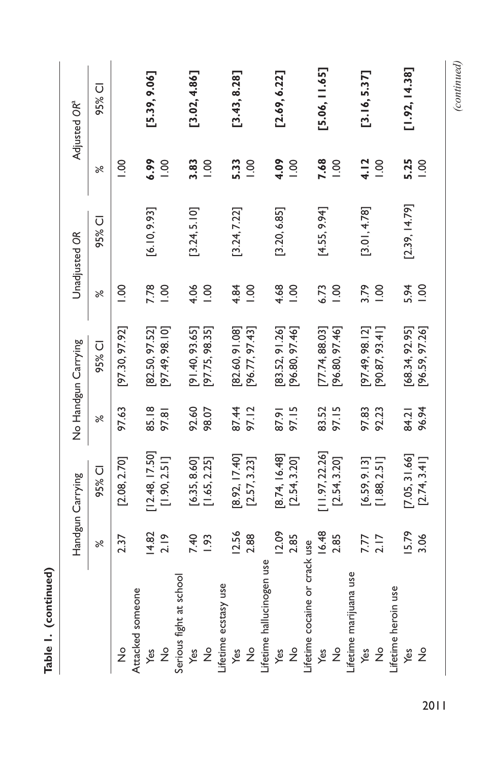**Table 1. (continued)**

| | Handgun Carrying | | No Handgun Carrying | | Unadjusted *OR* | | Adjusted *OR*[a] | |
|---|---|---|---|---|---|---|---|---|
| | % | 95% CI | % | 95% CI | % | 95% CI | % | 95% CI |
| No | 2.37 | [2.08, 2.70] | 97.63 | [97.30, 97.92] | 1.00 | | 1.00 | |
| Attacked someone | | | | | | | | |
| Yes | 14.82 | [12.48, 17.50] | 85.18 | [82.50, 97.52] | 7.78 | [6.10, 9.93] | **6.99** | **[5.39, 9.06]** |
| No | 2.19 | [1.90, 2.51] | 97.81 | [97.49, 98.10] | 1.00 | | 1.00 | |
| Serious fight at school | | | | | | | | |
| Yes | 7.40 | [6.35, 8.60] | 92.60 | [91.40, 93.65] | 4.06 | [3.24, 5.10] | **3.83** | **[3.02, 4.86]** |
| No | 1.93 | [1.65, 2.25] | 98.07 | [97.75, 98.35] | 1.00 | | 1.00 | |
| Lifetime ecstasy use | | | | | | | | |
| Yes | 12.56 | [8.92, 17.40] | 87.44 | [82.60, 91.08] | 4.84 | [3.24, 7.22] | **5.33** | **[3.43, 8.28]** |
| No | 2.88 | [2.57, 3.23] | 97.12 | [96.77, 97.43] | 1.00 | | 1.00 | |
| Lifetime hallucinogen use | | | | | | | | |
| Yes | 12.09 | [8.74, 16.48] | 87.91 | [83.52, 91.26] | 4.68 | [3.20, 6.85] | **4.09** | **[2.69, 6.22]** |
| No | 2.85 | [2.54, 3.20] | 97.15 | [96.80, 97.46] | 1.00 | | 1.00 | |
| Lifetime cocaine or crack use | | | | | | | | |
| Yes | 16.48 | [11.97, 22.26] | 83.52 | [77.74, 88.03] | 6.73 | [4.55, 9.94] | **7.68** | **[5.06, 11.65]** |
| No | 2.85 | [2.54, 3.20] | 97.15 | [96.80, 97.46] | 1.00 | | 1.00 | |
| Lifetime marijuana use | | | | | | | | |
| Yes | 7.77 | [6.59, 9.13] | 97.83 | [97.49, 98.12] | 3.79 | [3.01, 4.78] | **4.12** | **[3.16, 5.37]** |
| No | 2.17 | [1.88, 2.51] | 92.23 | [90.87, 93.41] | 1.00 | | 1.00 | |
| Lifetime heroin use | | | | | | | | |
| Yes | 15.79 | [7.05, 31.66] | 84.21 | [68.34, 92.95] | 5.94 | [2.39, 14.79] | **5.25** | **[1.92, 14.38]** |
| No | 3.06 | [2.74, 3.41] | 96.94 | [96.59, 97.26] | 1.00 | | 1.00 | |

*(continued)*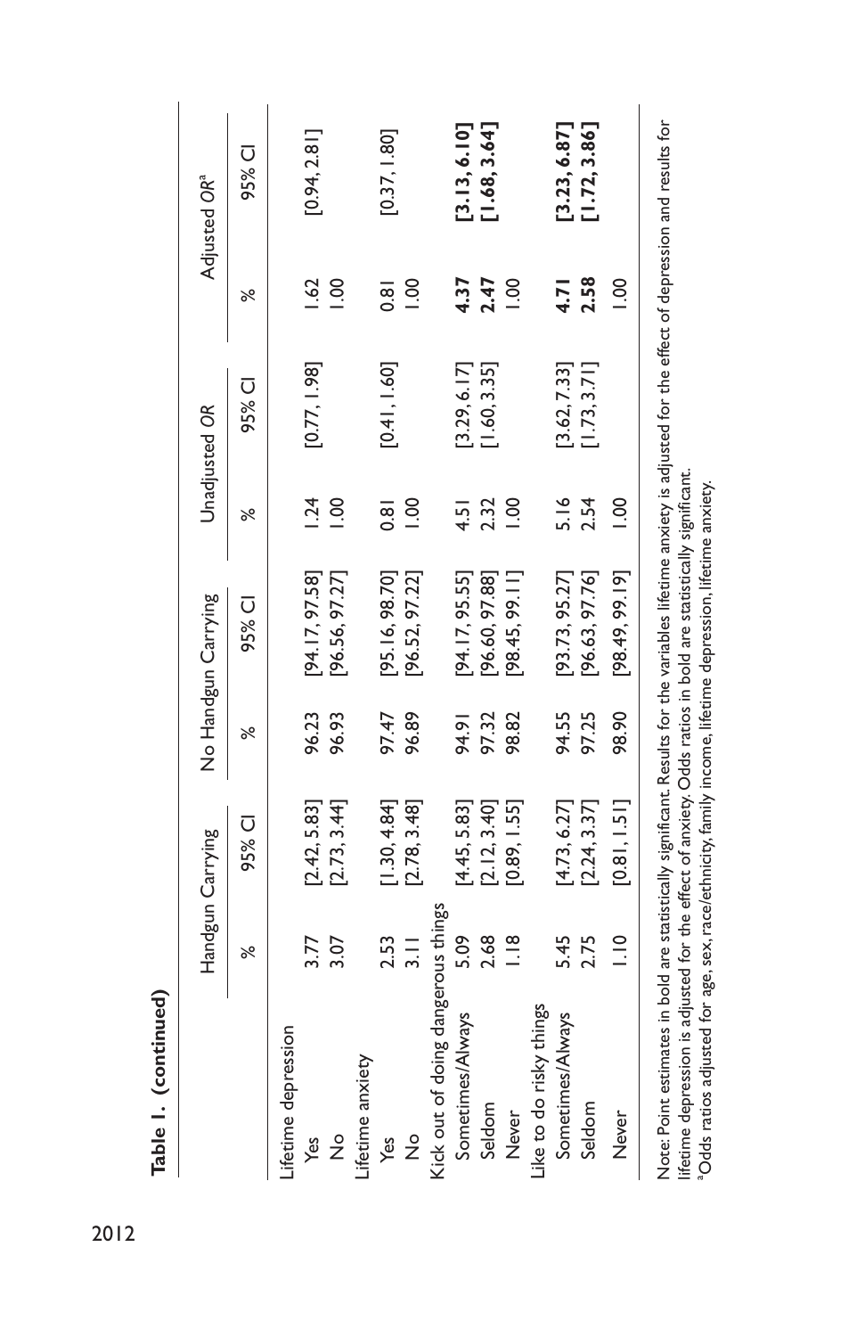**Table 1. (continued)**

| | Handgun Carrying | | No Handgun Carrying | | Unadjusted *OR* | | Adjusted *OR*[a] | |
|---|---|---|---|---|---|---|---|---|
| | % | 95% CI | % | 95% CI | % | 95% CI | % | 95% CI |
| Lifetime depression | | | | | | | | |
| Yes | 3.77 | [2.42, 5.83] | 96.23 | [94.17, 97.58] | 1.24 | [0.77, 1.98] | 1.62 | [0.94, 2.81] |
| No | 3.07 | [2.73, 3.44] | 96.93 | [96.56, 97.27] | 1.00 | | 1.00 | |
| Lifetime anxiety | | | | | | | | |
| Yes | 2.53 | [1.30, 4.84] | 97.47 | [95.16, 98.70] | 0.81 | [0.41, 1.60] | 0.81 | [0.37, 1.80] |
| No | 3.11 | [2.78, 3.48] | 96.89 | [96.52, 97.22] | 1.00 | | 1.00 | |
| Kick out of doing dangerous things | | | | | | | | |
| Sometimes/Always | 5.09 | [4.45, 5.83] | 94.91 | [94.17, 95.55] | 4.51 | [3.29, 6.17] | **4.37** | **[3.13, 6.10]** |
| Seldom | 2.68 | [2.12, 3.40] | 97.32 | [96.60, 97.88] | 2.32 | [1.60, 3.35] | **2.47** | **[1.68, 3.64]** |
| Never | 1.18 | [0.89, 1.55] | 98.82 | [98.45, 99.11] | 1.00 | | 1.00 | |
| Like to do risky things | | | | | | | | |
| Sometimes/Always | 5.45 | [4.73, 6.27] | 94.55 | [93.73, 95.27] | 5.16 | [3.62, 7.33] | **4.71** | **[3.23, 6.87]** |
| Seldom | 2.75 | [2.24, 3.37] | 97.25 | [96.63, 97.76] | 2.54 | [1.73, 3.71] | **2.58** | **[1.72, 3.86]** |
| Never | 1.10 | [0.81, 1.51] | 98.90 | [98.49, 99.19] | 1.00 | | 1.00 | |

Note: Point estimates in bold are statistically significant. Results for the variables lifetime anxiety is adjusted for the effect of depression and results for lifetime depression is adjusted for the effect of anxiety. Odds ratios in bold are statistically significant.

[a]Odds ratios adjusted for age, sex, race/ethnicity, family income, lifetime depression, lifetime anxiety.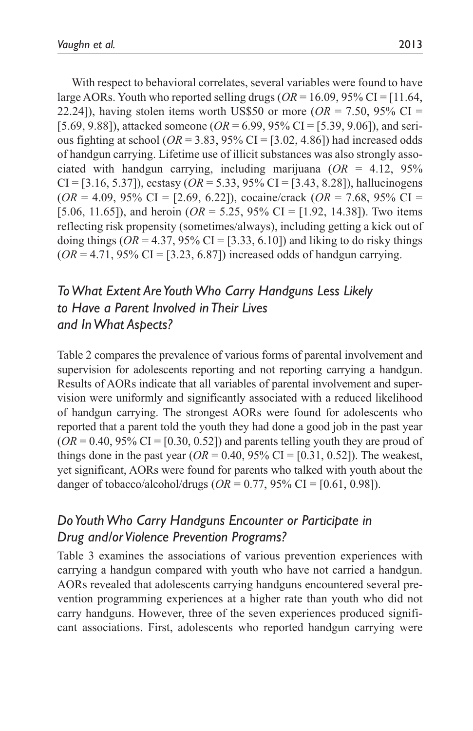With respect to behavioral correlates, several variables were found to have large AORs. Youth who reported selling drugs (*OR* = 16.09, 95% CI = [11.64, 22.24]), having stolen items worth US$50 or more (*OR* = 7.50, 95% CI = [5.69, 9.88]), attacked someone (*OR* = 6.99, 95% CI = [5.39, 9.06]), and serious fighting at school (*OR* = 3.83, 95% CI = [3.02, 4.86]) had increased odds of handgun carrying. Lifetime use of illicit substances was also strongly associated with handgun carrying, including marijuana (*OR* = 4.12, 95% CI = [3.16, 5.37]), ecstasy (*OR* = 5.33, 95% CI = [3.43, 8.28]), hallucinogens (*OR* = 4.09, 95% CI = [2.69, 6.22]), cocaine/crack (*OR* = 7.68, 95% CI = [5.06, 11.65]), and heroin (*OR* = 5.25, 95% CI = [1.92, 14.38]). Two items reflecting risk propensity (sometimes/always), including getting a kick out of doing things (*OR* = 4.37, 95% CI = [3.33, 6.10]) and liking to do risky things (*OR* = 4.71, 95% CI = [3.23, 6.87]) increased odds of handgun carrying.

## *To What Extent Are Youth Who Carry Handguns Less Likely to Have a Parent Involved in Their Lives and In What Aspects?*

Table 2 compares the prevalence of various forms of parental involvement and supervision for adolescents reporting and not reporting carrying a handgun. Results of AORs indicate that all variables of parental involvement and supervision were uniformly and significantly associated with a reduced likelihood of handgun carrying. The strongest AORs were found for adolescents who reported that a parent told the youth they had done a good job in the past year (*OR* = 0.40, 95% CI = [0.30, 0.52]) and parents telling youth they are proud of things done in the past year (*OR* = 0.40, 95% CI = [0.31, 0.52]). The weakest, yet significant, AORs were found for parents who talked with youth about the danger of tobacco/alcohol/drugs (*OR* = 0.77, 95% CI = [0.61, 0.98]).

## *Do Youth Who Carry Handguns Encounter or Participate in Drug and/or Violence Prevention Programs?*

Table 3 examines the associations of various prevention experiences with carrying a handgun compared with youth who have not carried a handgun. AORs revealed that adolescents carrying handguns encountered several prevention programming experiences at a higher rate than youth who did not carry handguns. However, three of the seven experiences produced significant associations. First, adolescents who reported handgun carrying were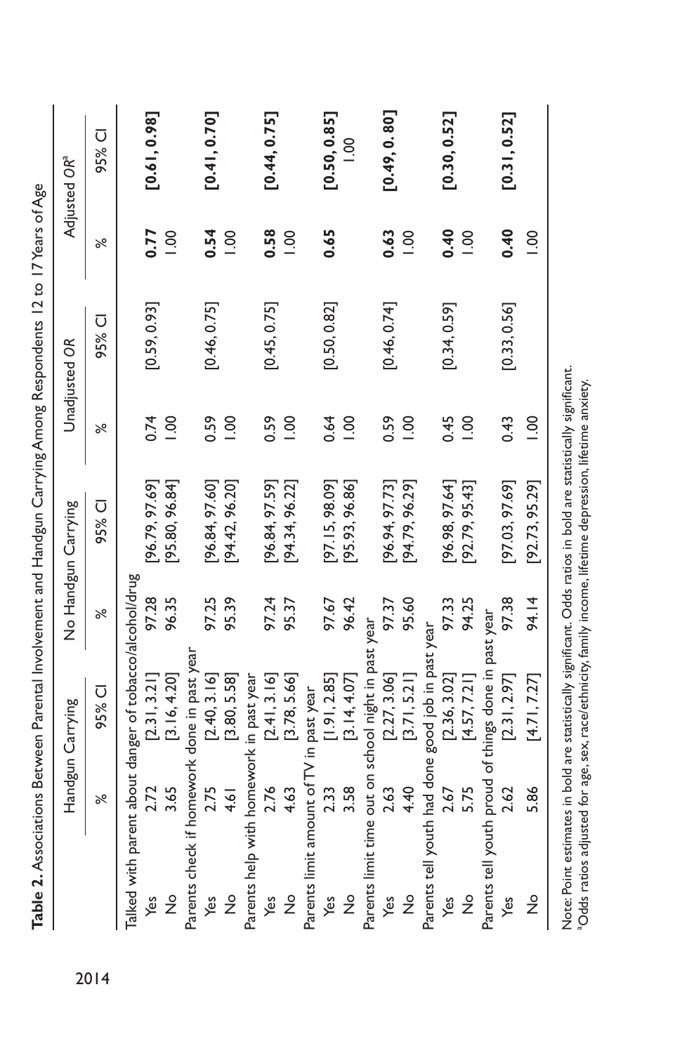**Table 2.** Associations Between Parental Involvement and Handgun Carrying Among Respondents 12 to 17 Years of Age

| | Handgun Carrying | | No Handgun Carrying | | Unadjusted OR | | Adjusted OR[a] | |
|---|---|---|---|---|---|---|---|---|
| | % | 95% CI | % | 95% CI | % | 95% CI | % | 95% CI |
| Talked with parent about danger of tobacco/alcohol/drug | | | | | | | | |
| Yes | 2.72 | [2.31, 3.21] | 97.28 | [96.79, 97.69] | 0.74 | [0.59, 0.93] | **0.77** | **[0.61, 0.98]** |
| No | 3.65 | [3.16, 4.20] | 96.35 | [95.80, 96.84] | 1.00 | | 1.00 | |
| Parents check if homework done in past year | | | | | | | | |
| Yes | 2.75 | [2.40, 3.16] | 97.25 | [96.84, 97.60] | 0.59 | [0.46, 0.75] | **0.54** | **[0.41, 0.70]** |
| No | 4.61 | [3.80, 5.58] | 95.39 | [94.42, 96.20] | 1.00 | | 1.00 | |
| Parents help with homework in past year | | | | | | | | |
| Yes | 2.76 | [2.41, 3.16] | 97.24 | [96.84, 97.59] | 0.59 | [0.45, 0.75] | **0.58** | **[0.44, 0.75]** |
| No | 4.63 | [3.78, 5.66] | 95.37 | [94.34, 96.22] | 1.00 | | 1.00 | |
| Parents limit amount of TV in past year | | | | | | | | |
| Yes | 2.33 | [1.91, 2.85] | 97.67 | [97.15, 98.09] | 0.64 | [0.50, 0.82] | **0.65** | **[0.50, 0.85]** |
| No | 3.58 | [3.14, 4.07] | 96.42 | [95.93, 96.86] | 1.00 | | | 1.00 |
| Parents limit time out on school night in past year | | | | | | | | |
| Yes | 2.63 | [2.27, 3.06] | 97.37 | [96.94, 97.73] | 0.59 | [0.46, 0.74] | **0.63** | **[0.49, 0.80]** |
| No | 4.40 | [3.71, 5.21] | 95.60 | [94.79, 96.29] | 1.00 | | 1.00 | |
| Parents tell youth had done good job in past year | | | | | | | | |
| Yes | 2.67 | [2.36, 3.02] | 97.33 | [96.98, 97.64] | 0.45 | [0.34, 0.59] | **0.40** | **[0.30, 0.52]** |
| No | 5.75 | [4.57, 7.21] | 94.25 | [92.79, 95.43] | 1.00 | | 1.00 | |
| Parents tell youth proud of things done in past year | | | | | | | | |
| Yes | 2.62 | [2.31, 2.97] | 97.38 | [97.03, 97.69] | 0.43 | [0.33, 0.56] | **0.40** | **[0.31, 0.52]** |
| No | 5.86 | [4.71, 7.27] | 94.14 | [92.73, 95.29] | 1.00 | | 1.00 | |

Note: Point estimates in bold are statistically significant. Odds ratios in bold are statistically significant.
[a]Odds ratios adjusted for age, sex, race/ethnicity, family income, lifetime depression, lifetime anxiety.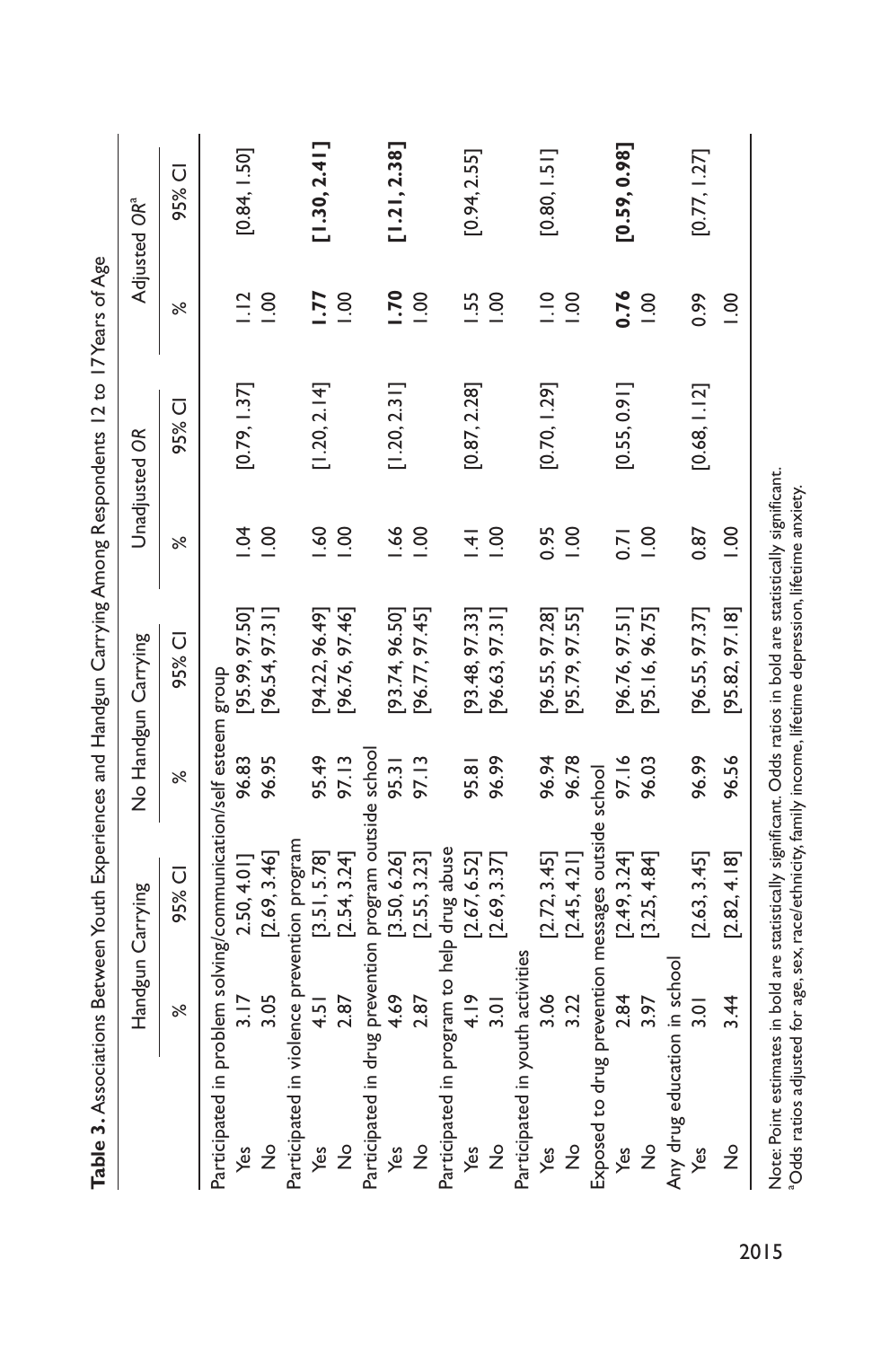**Table 3.** Associations Between Youth Experiences and Handgun Carrying Among Respondents 12 to 17 Years of Age

| | Handgun Carrying | | No Handgun Carrying | | Unadjusted *OR* | | Adjusted *OR*[a] | |
|---|---|---|---|---|---|---|---|---|
| | % | 95% CI | % | 95% CI | % | 95% CI | % | 95% CI |
| Participated in problem solving/communication/self esteem group | | | | | | | | |
| Yes | 3.17 | [2.50, 4.01] | 96.83 | [95.99, 97.50] | 1.04 | [0.79, 1.37] | 1.12 | [0.84, 1.50] |
| No | 3.05 | [2.69, 3.46] | 96.95 | [96.54, 97.31] | 1.00 | | 1.00 | |
| Participated in violence prevention program | | | | | | | | |
| Yes | 4.51 | [3.51, 5.78] | 95.49 | [94.22, 96.49] | 1.60 | [1.20, 2.14] | **1.77** | **[1.30, 2.41]** |
| No | 2.87 | [2.54, 3.24] | 97.13 | [96.76, 97.46] | 1.00 | | 1.00 | |
| Participated in drug prevention program outside school | | | | | | | | |
| Yes | 4.69 | [3.50, 6.26] | 95.31 | [93.74, 96.50] | 1.66 | [1.20, 2.31] | **1.70** | **[1.21, 2.38]** |
| No | 2.87 | [2.55, 3.23] | 97.13 | [96.77, 97.45] | 1.00 | | 1.00 | |
| Participated in program to help drug abuse | | | | | | | | |
| Yes | 4.19 | [2.67, 6.52] | 95.81 | [93.48, 97.33] | 1.41 | [0.87, 2.28] | 1.55 | [0.94, 2.55] |
| No | 3.01 | [2.69, 3.37] | 96.99 | [96.63, 97.31] | 1.00 | | 1.00 | |
| Participated in youth activities | | | | | | | | |
| Yes | 3.06 | [2.72, 3.45] | 96.94 | [96.55, 97.28] | 0.95 | [0.70, 1.29] | 1.10 | [0.80, 1.51] |
| No | 3.22 | [2.45, 4.21] | 96.78 | [95.79, 97.55] | 1.00 | | 1.00 | |
| Exposed to drug prevention messages outside school | | | | | | | | |
| Yes | 2.84 | [2.49, 3.24] | 97.16 | [96.76, 97.51] | 0.71 | [0.55, 0.91] | **0.76** | **[0.59, 0.98]** |
| No | 3.97 | [3.25, 4.84] | 96.03 | [95.16, 96.75] | 1.00 | | 1.00 | |
| Any drug education in school | | | | | | | | |
| Yes | 3.01 | [2.63, 3.45] | 96.99 | [96.55, 97.37] | 0.87 | [0.68, 1.12] | 0.99 | [0.77, 1.27] |
| No | 3.44 | [2.82, 4.18] | 96.56 | [95.82, 97.18] | 1.00 | | 1.00 | |

Note: Point estimates in bold are statistically significant. Odds ratios in bold are statistically significant.
[a]Odds ratios adjusted for age, sex, race/ethnicity, family income, lifetime depression, lifetime anxiety.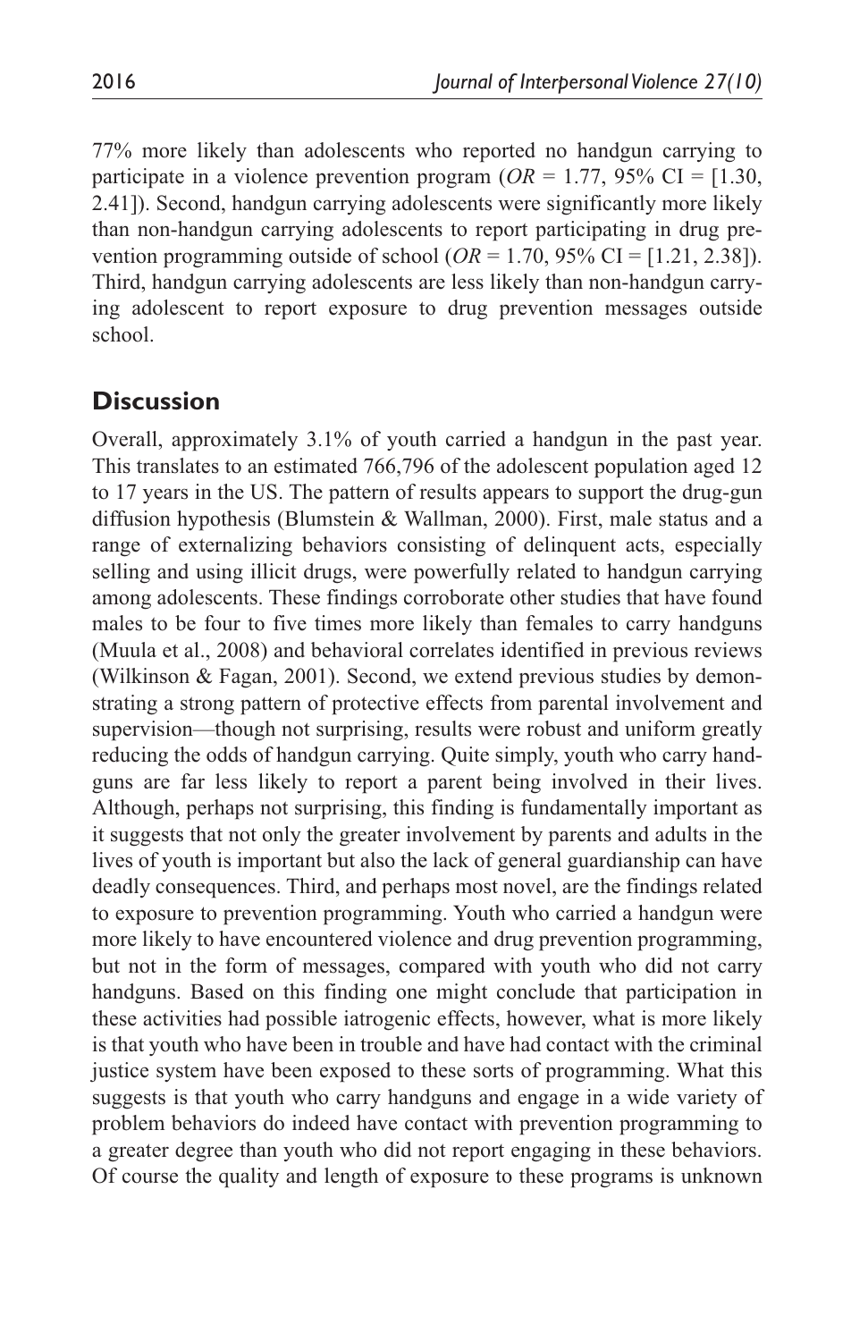77% more likely than adolescents who reported no handgun carrying to participate in a violence prevention program (*OR* = 1.77, 95% CI = [1.30, 2.41]). Second, handgun carrying adolescents were significantly more likely than non-handgun carrying adolescents to report participating in drug prevention programming outside of school (*OR* = 1.70, 95% CI = [1.21, 2.38]). Third, handgun carrying adolescents are less likely than non-handgun carrying adolescent to report exposure to drug prevention messages outside school.

## Discussion

Overall, approximately 3.1% of youth carried a handgun in the past year. This translates to an estimated 766,796 of the adolescent population aged 12 to 17 years in the US. The pattern of results appears to support the drug-gun diffusion hypothesis (Blumstein & Wallman, 2000). First, male status and a range of externalizing behaviors consisting of delinquent acts, especially selling and using illicit drugs, were powerfully related to handgun carrying among adolescents. These findings corroborate other studies that have found males to be four to five times more likely than females to carry handguns (Muula et al., 2008) and behavioral correlates identified in previous reviews (Wilkinson & Fagan, 2001). Second, we extend previous studies by demonstrating a strong pattern of protective effects from parental involvement and supervision—though not surprising, results were robust and uniform greatly reducing the odds of handgun carrying. Quite simply, youth who carry handguns are far less likely to report a parent being involved in their lives. Although, perhaps not surprising, this finding is fundamentally important as it suggests that not only the greater involvement by parents and adults in the lives of youth is important but also the lack of general guardianship can have deadly consequences. Third, and perhaps most novel, are the findings related to exposure to prevention programming. Youth who carried a handgun were more likely to have encountered violence and drug prevention programming, but not in the form of messages, compared with youth who did not carry handguns. Based on this finding one might conclude that participation in these activities had possible iatrogenic effects, however, what is more likely is that youth who have been in trouble and have had contact with the criminal justice system have been exposed to these sorts of programming. What this suggests is that youth who carry handguns and engage in a wide variety of problem behaviors do indeed have contact with prevention programming to a greater degree than youth who did not report engaging in these behaviors. Of course the quality and length of exposure to these programs is unknown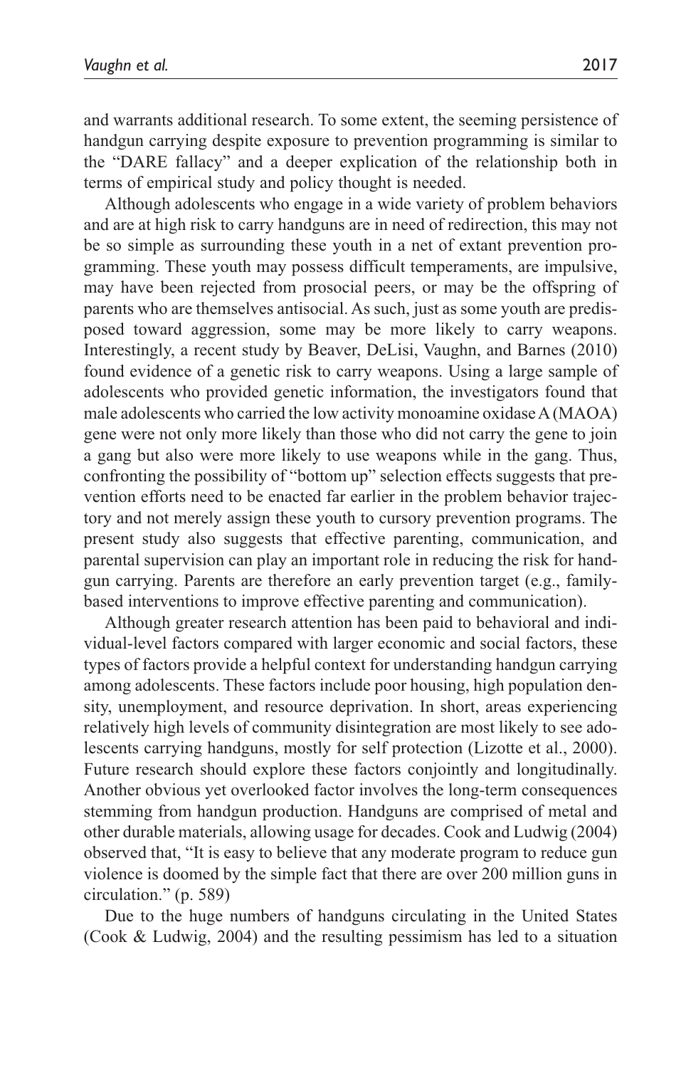and warrants additional research. To some extent, the seeming persistence of handgun carrying despite exposure to prevention programming is similar to the "DARE fallacy" and a deeper explication of the relationship both in terms of empirical study and policy thought is needed.

Although adolescents who engage in a wide variety of problem behaviors and are at high risk to carry handguns are in need of redirection, this may not be so simple as surrounding these youth in a net of extant prevention programming. These youth may possess difficult temperaments, are impulsive, may have been rejected from prosocial peers, or may be the offspring of parents who are themselves antisocial. As such, just as some youth are predisposed toward aggression, some may be more likely to carry weapons. Interestingly, a recent study by Beaver, DeLisi, Vaughn, and Barnes (2010) found evidence of a genetic risk to carry weapons. Using a large sample of adolescents who provided genetic information, the investigators found that male adolescents who carried the low activity monoamine oxidase A (MAOA) gene were not only more likely than those who did not carry the gene to join a gang but also were more likely to use weapons while in the gang. Thus, confronting the possibility of "bottom up" selection effects suggests that prevention efforts need to be enacted far earlier in the problem behavior trajectory and not merely assign these youth to cursory prevention programs. The present study also suggests that effective parenting, communication, and parental supervision can play an important role in reducing the risk for handgun carrying. Parents are therefore an early prevention target (e.g., family-based interventions to improve effective parenting and communication).

Although greater research attention has been paid to behavioral and individual-level factors compared with larger economic and social factors, these types of factors provide a helpful context for understanding handgun carrying among adolescents. These factors include poor housing, high population density, unemployment, and resource deprivation. In short, areas experiencing relatively high levels of community disintegration are most likely to see adolescents carrying handguns, mostly for self protection (Lizotte et al., 2000). Future research should explore these factors conjointly and longitudinally. Another obvious yet overlooked factor involves the long-term consequences stemming from handgun production. Handguns are comprised of metal and other durable materials, allowing usage for decades. Cook and Ludwig (2004) observed that, "It is easy to believe that any moderate program to reduce gun violence is doomed by the simple fact that there are over 200 million guns in circulation." (p. 589)

Due to the huge numbers of handguns circulating in the United States (Cook & Ludwig, 2004) and the resulting pessimism has led to a situation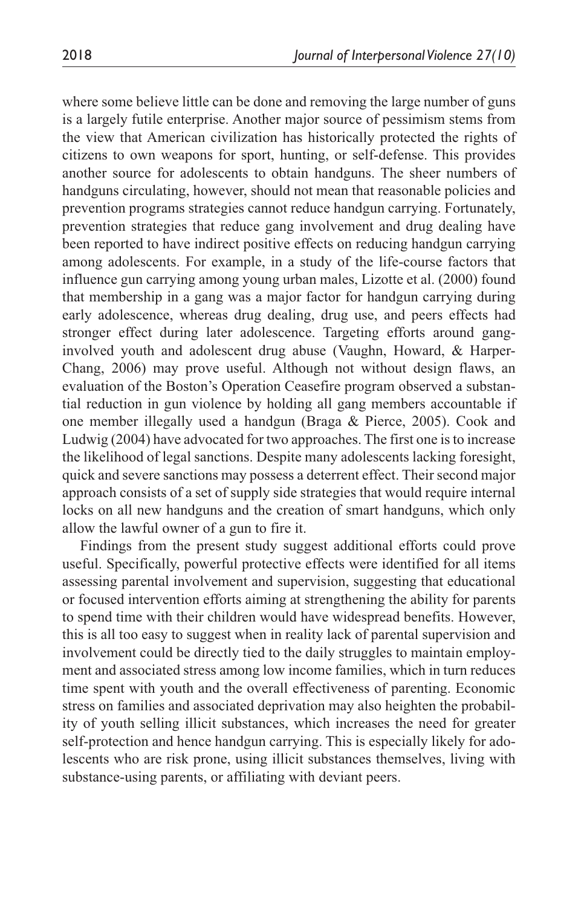where some believe little can be done and removing the large number of guns is a largely futile enterprise. Another major source of pessimism stems from the view that American civilization has historically protected the rights of citizens to own weapons for sport, hunting, or self-defense. This provides another source for adolescents to obtain handguns. The sheer numbers of handguns circulating, however, should not mean that reasonable policies and prevention programs strategies cannot reduce handgun carrying. Fortunately, prevention strategies that reduce gang involvement and drug dealing have been reported to have indirect positive effects on reducing handgun carrying among adolescents. For example, in a study of the life-course factors that influence gun carrying among young urban males, Lizotte et al. (2000) found that membership in a gang was a major factor for handgun carrying during early adolescence, whereas drug dealing, drug use, and peers effects had stronger effect during later adolescence. Targeting efforts around gang-involved youth and adolescent drug abuse (Vaughn, Howard, & Harper-Chang, 2006) may prove useful. Although not without design flaws, an evaluation of the Boston's Operation Ceasefire program observed a substantial reduction in gun violence by holding all gang members accountable if one member illegally used a handgun (Braga & Pierce, 2005). Cook and Ludwig (2004) have advocated for two approaches. The first one is to increase the likelihood of legal sanctions. Despite many adolescents lacking foresight, quick and severe sanctions may possess a deterrent effect. Their second major approach consists of a set of supply side strategies that would require internal locks on all new handguns and the creation of smart handguns, which only allow the lawful owner of a gun to fire it.

Findings from the present study suggest additional efforts could prove useful. Specifically, powerful protective effects were identified for all items assessing parental involvement and supervision, suggesting that educational or focused intervention efforts aiming at strengthening the ability for parents to spend time with their children would have widespread benefits. However, this is all too easy to suggest when in reality lack of parental supervision and involvement could be directly tied to the daily struggles to maintain employment and associated stress among low income families, which in turn reduces time spent with youth and the overall effectiveness of parenting. Economic stress on families and associated deprivation may also heighten the probability of youth selling illicit substances, which increases the need for greater self-protection and hence handgun carrying. This is especially likely for adolescents who are risk prone, using illicit substances themselves, living with substance-using parents, or affiliating with deviant peers.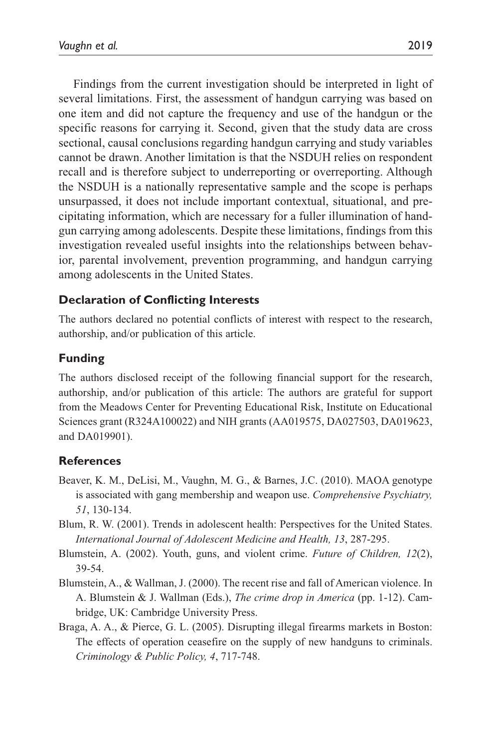Findings from the current investigation should be interpreted in light of several limitations. First, the assessment of handgun carrying was based on one item and did not capture the frequency and use of the handgun or the specific reasons for carrying it. Second, given that the study data are cross sectional, causal conclusions regarding handgun carrying and study variables cannot be drawn. Another limitation is that the NSDUH relies on respondent recall and is therefore subject to underreporting or overreporting. Although the NSDUH is a nationally representative sample and the scope is perhaps unsurpassed, it does not include important contextual, situational, and precipitating information, which are necessary for a fuller illumination of handgun carrying among adolescents. Despite these limitations, findings from this investigation revealed useful insights into the relationships between behavior, parental involvement, prevention programming, and handgun carrying among adolescents in the United States.

## Declaration of Conflicting Interests

The authors declared no potential conflicts of interest with respect to the research, authorship, and/or publication of this article.

## Funding

The authors disclosed receipt of the following financial support for the research, authorship, and/or publication of this article: The authors are grateful for support from the Meadows Center for Preventing Educational Risk, Institute on Educational Sciences grant (R324A100022) and NIH grants (AA019575, DA027503, DA019623, and DA019901).

## References

Beaver, K. M., DeLisi, M., Vaughn, M. G., & Barnes, J.C. (2010). MAOA genotype is associated with gang membership and weapon use. *Comprehensive Psychiatry, 51*, 130-134.

Blum, R. W. (2001). Trends in adolescent health: Perspectives for the United States. *International Journal of Adolescent Medicine and Health, 13*, 287-295.

Blumstein, A. (2002). Youth, guns, and violent crime. *Future of Children, 12*(2), 39-54.

Blumstein, A., & Wallman, J. (2000). The recent rise and fall of American violence. In A. Blumstein & J. Wallman (Eds.), *The crime drop in America* (pp. 1-12). Cambridge, UK: Cambridge University Press.

Braga, A. A., & Pierce, G. L. (2005). Disrupting illegal firearms markets in Boston: The effects of operation ceasefire on the supply of new handguns to criminals. *Criminology & Public Policy, 4*, 717-748.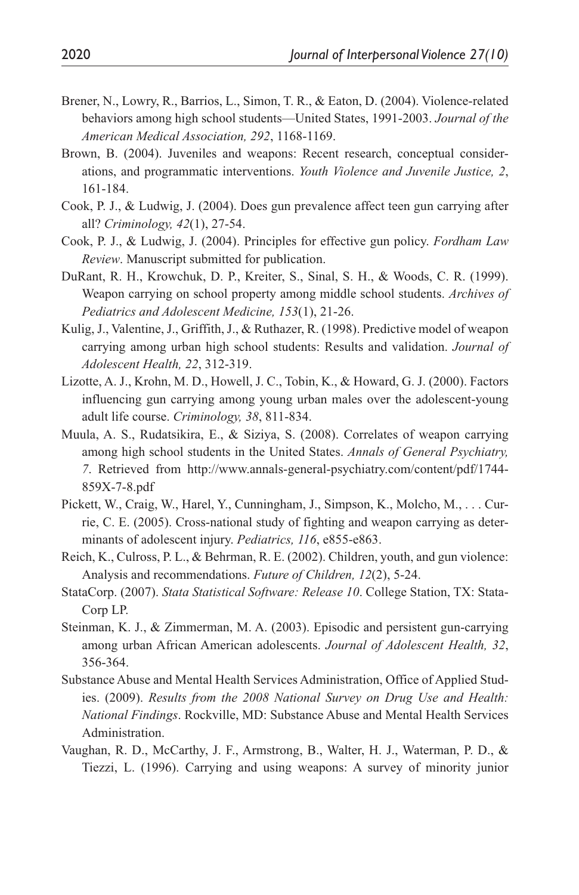Brener, N., Lowry, R., Barrios, L., Simon, T. R., & Eaton, D. (2004). Violence-related behaviors among high school students—United States, 1991-2003. *Journal of the American Medical Association, 292*, 1168-1169.

Brown, B. (2004). Juveniles and weapons: Recent research, conceptual considerations, and programmatic interventions. *Youth Violence and Juvenile Justice, 2*, 161-184.

Cook, P. J., & Ludwig, J. (2004). Does gun prevalence affect teen gun carrying after all? *Criminology, 42*(1), 27-54.

Cook, P. J., & Ludwig, J. (2004). Principles for effective gun policy. *Fordham Law Review*. Manuscript submitted for publication.

DuRant, R. H., Krowchuk, D. P., Kreiter, S., Sinal, S. H., & Woods, C. R. (1999). Weapon carrying on school property among middle school students. *Archives of Pediatrics and Adolescent Medicine, 153*(1), 21-26.

Kulig, J., Valentine, J., Griffith, J., & Ruthazer, R. (1998). Predictive model of weapon carrying among urban high school students: Results and validation. *Journal of Adolescent Health, 22*, 312-319.

Lizotte, A. J., Krohn, M. D., Howell, J. C., Tobin, K., & Howard, G. J. (2000). Factors influencing gun carrying among young urban males over the adolescent-young adult life course. *Criminology, 38*, 811-834.

Muula, A. S., Rudatsikira, E., & Siziya, S. (2008). Correlates of weapon carrying among high school students in the United States. *Annals of General Psychiatry, 7*. Retrieved from http://www.annals-general-psychiatry.com/content/pdf/1744-859X-7-8.pdf

Pickett, W., Craig, W., Harel, Y., Cunningham, J., Simpson, K., Molcho, M., . . . Currie, C. E. (2005). Cross-national study of fighting and weapon carrying as determinants of adolescent injury. *Pediatrics, 116*, e855-e863.

Reich, K., Culross, P. L., & Behrman, R. E. (2002). Children, youth, and gun violence: Analysis and recommendations. *Future of Children, 12*(2), 5-24.

StataCorp. (2007). *Stata Statistical Software: Release 10*. College Station, TX: StataCorp LP.

Steinman, K. J., & Zimmerman, M. A. (2003). Episodic and persistent gun-carrying among urban African American adolescents. *Journal of Adolescent Health, 32*, 356-364.

Substance Abuse and Mental Health Services Administration, Office of Applied Studies. (2009). *Results from the 2008 National Survey on Drug Use and Health: National Findings*. Rockville, MD: Substance Abuse and Mental Health Services Administration.

Vaughan, R. D., McCarthy, J. F., Armstrong, B., Walter, H. J., Waterman, P. D., & Tiezzi, L. (1996). Carrying and using weapons: A survey of minority junior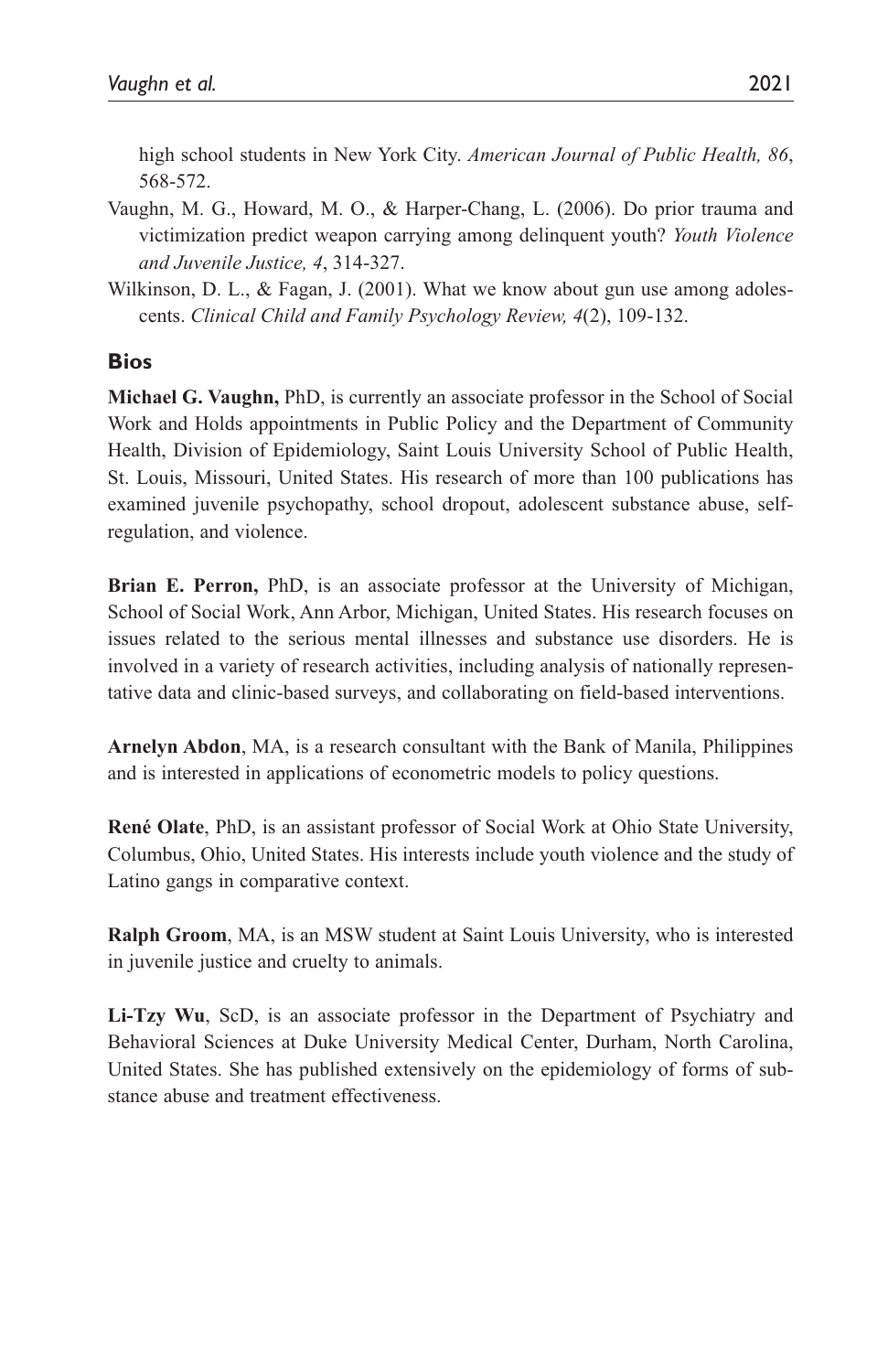high school students in New York City. *American Journal of Public Health, 86*, 568-572.

Vaughn, M. G., Howard, M. O., & Harper-Chang, L. (2006). Do prior trauma and victimization predict weapon carrying among delinquent youth? *Youth Violence and Juvenile Justice, 4*, 314-327.

Wilkinson, D. L., & Fagan, J. (2001). What we know about gun use among adolescents. *Clinical Child and Family Psychology Review, 4*(2), 109-132.

## Bios

**Michael G. Vaughn,** PhD, is currently an associate professor in the School of Social Work and Holds appointments in Public Policy and the Department of Community Health, Division of Epidemiology, Saint Louis University School of Public Health, St. Louis, Missouri, United States. His research of more than 100 publications has examined juvenile psychopathy, school dropout, adolescent substance abuse, self-regulation, and violence.

**Brian E. Perron,** PhD, is an associate professor at the University of Michigan, School of Social Work, Ann Arbor, Michigan, United States. His research focuses on issues related to the serious mental illnesses and substance use disorders. He is involved in a variety of research activities, including analysis of nationally representative data and clinic-based surveys, and collaborating on field-based interventions.

**Arnelyn Abdon**, MA, is a research consultant with the Bank of Manila, Philippines and is interested in applications of econometric models to policy questions.

**René Olate**, PhD, is an assistant professor of Social Work at Ohio State University, Columbus, Ohio, United States. His interests include youth violence and the study of Latino gangs in comparative context.

**Ralph Groom**, MA, is an MSW student at Saint Louis University, who is interested in juvenile justice and cruelty to animals.

**Li-Tzy Wu**, ScD, is an associate professor in the Department of Psychiatry and Behavioral Sciences at Duke University Medical Center, Durham, North Carolina, United States. She has published extensively on the epidemiology of forms of substance abuse and treatment effectiveness.